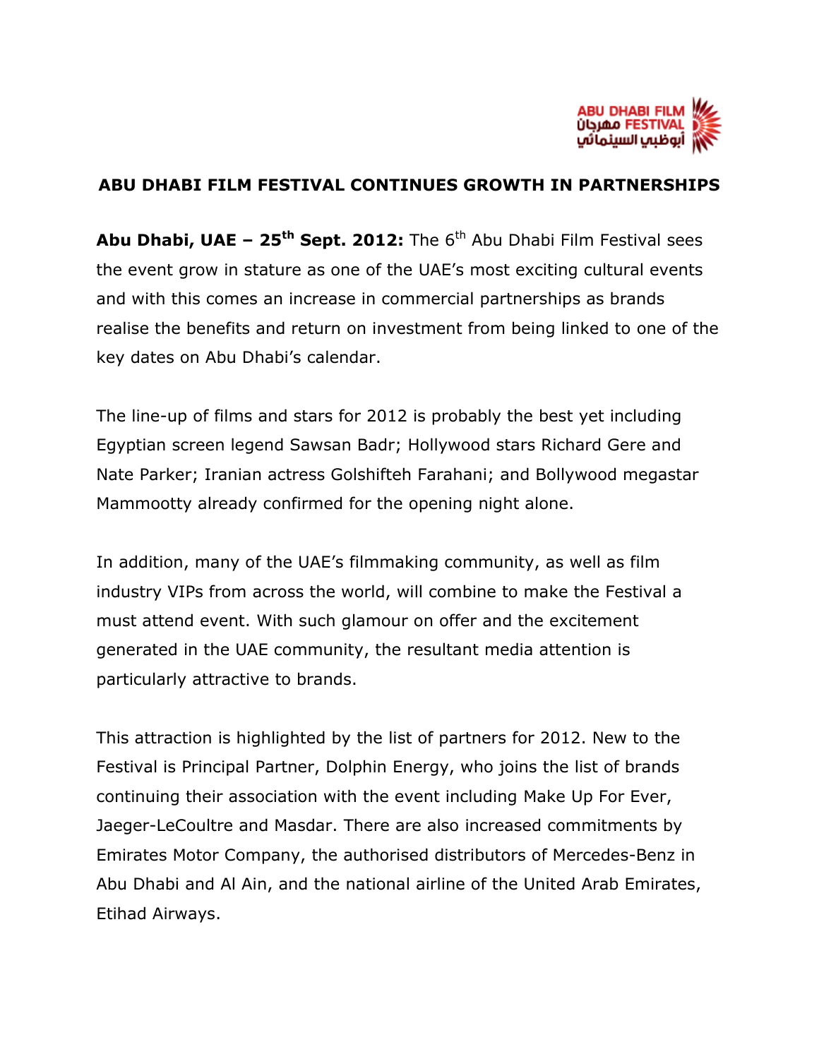# ABU DHABI FILM FESTIVAL CONTINUES GROWTH IN PARTNERSHIPS

**Abu Dhabi, UAE – 25th Sept. 2012:** The 6th Abu Dhabi Film Festival sees the event grow in stature as one of the UAE's most exciting cultural events and with this comes an increase in commercial partnerships as brands realise the benefits and return on investment from being linked to one of the key dates on Abu Dhabi's calendar.

The line-up of films and stars for 2012 is probably the best yet including Egyptian screen legend Sawsan Badr; Hollywood stars Richard Gere and Nate Parker; Iranian actress Golshifteh Farahani; and Bollywood megastar Mammootty already confirmed for the opening night alone.

In addition, many of the UAE's filmmaking community, as well as film industry VIPs from across the world, will combine to make the Festival a must attend event. With such glamour on offer and the excitement generated in the UAE community, the resultant media attention is particularly attractive to brands.

This attraction is highlighted by the list of partners for 2012. New to the Festival is Principal Partner, Dolphin Energy, who joins the list of brands continuing their association with the event including Make Up For Ever, Jaeger-LeCoultre and Masdar. There are also increased commitments by Emirates Motor Company, the authorised distributors of Mercedes-Benz in Abu Dhabi and Al Ain, and the national airline of the United Arab Emirates, Etihad Airways.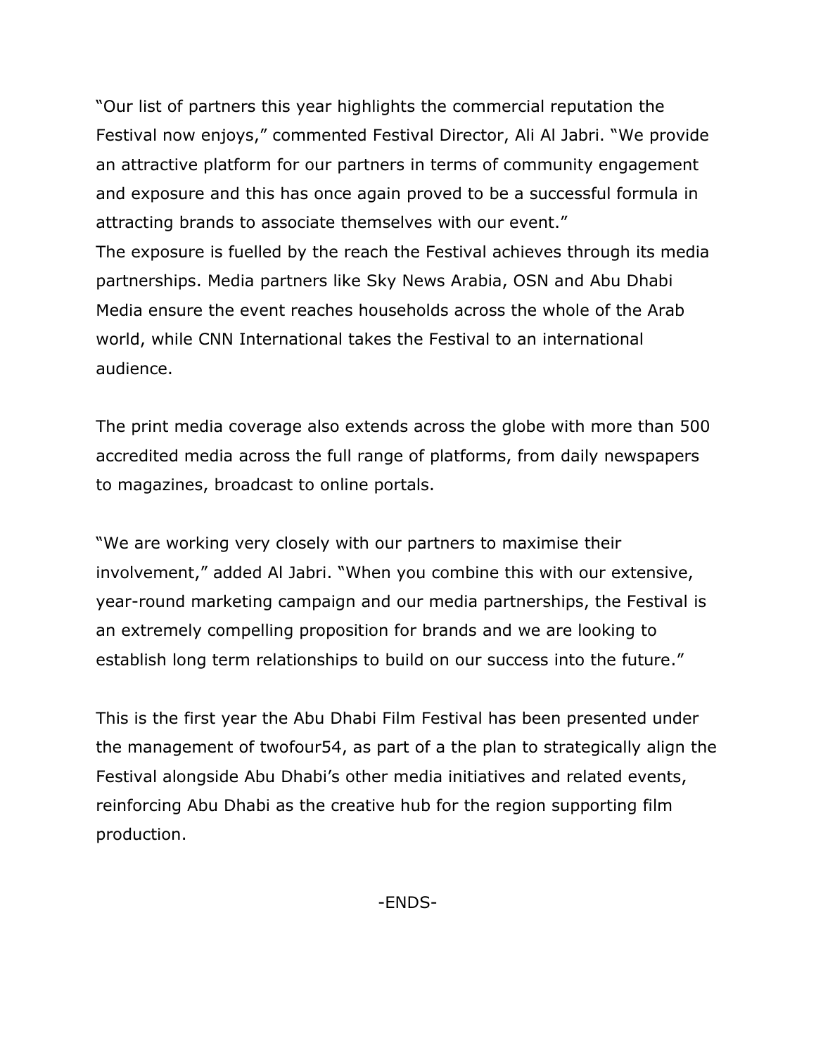"Our list of partners this year highlights the commercial reputation the Festival now enjoys," commented Festival Director, Ali Al Jabri. "We provide an attractive platform for our partners in terms of community engagement and exposure and this has once again proved to be a successful formula in attracting brands to associate themselves with our event."
The exposure is fuelled by the reach the Festival achieves through its media partnerships. Media partners like Sky News Arabia, OSN and Abu Dhabi Media ensure the event reaches households across the whole of the Arab world, while CNN International takes the Festival to an international audience.

The print media coverage also extends across the globe with more than 500 accredited media across the full range of platforms, from daily newspapers to magazines, broadcast to online portals.

"We are working very closely with our partners to maximise their involvement," added Al Jabri. "When you combine this with our extensive, year-round marketing campaign and our media partnerships, the Festival is an extremely compelling proposition for brands and we are looking to establish long term relationships to build on our success into the future."

This is the first year the Abu Dhabi Film Festival has been presented under the management of twofour54, as part of a the plan to strategically align the Festival alongside Abu Dhabi's other media initiatives and related events, reinforcing Abu Dhabi as the creative hub for the region supporting film production.

-ENDS-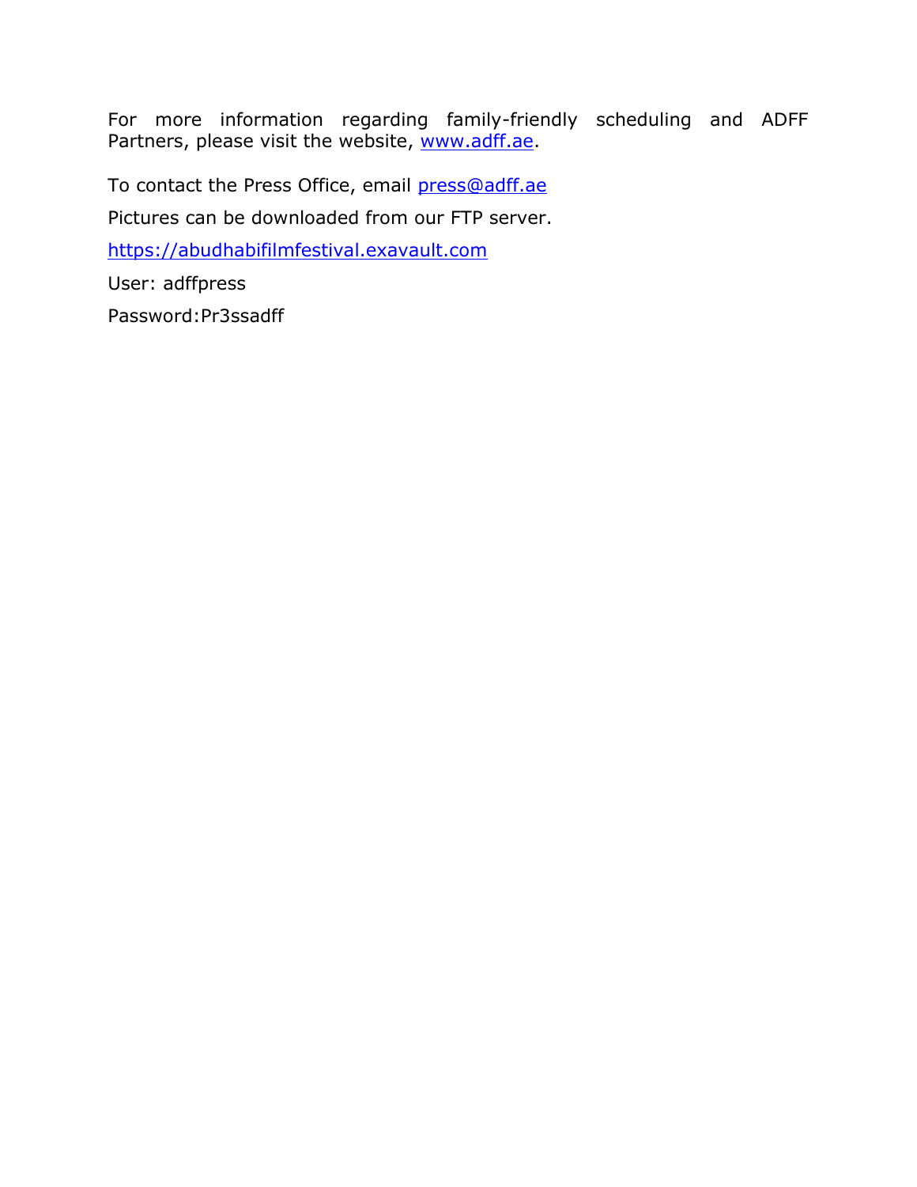For more information regarding family-friendly scheduling and ADFF Partners, please visit the website, www.adff.ae.

To contact the Press Office, email press@adff.ae

Pictures can be downloaded from our FTP server.

https://abudhabifilmfestival.exavault.com

User: adffpress

Password:Pr3ssadff